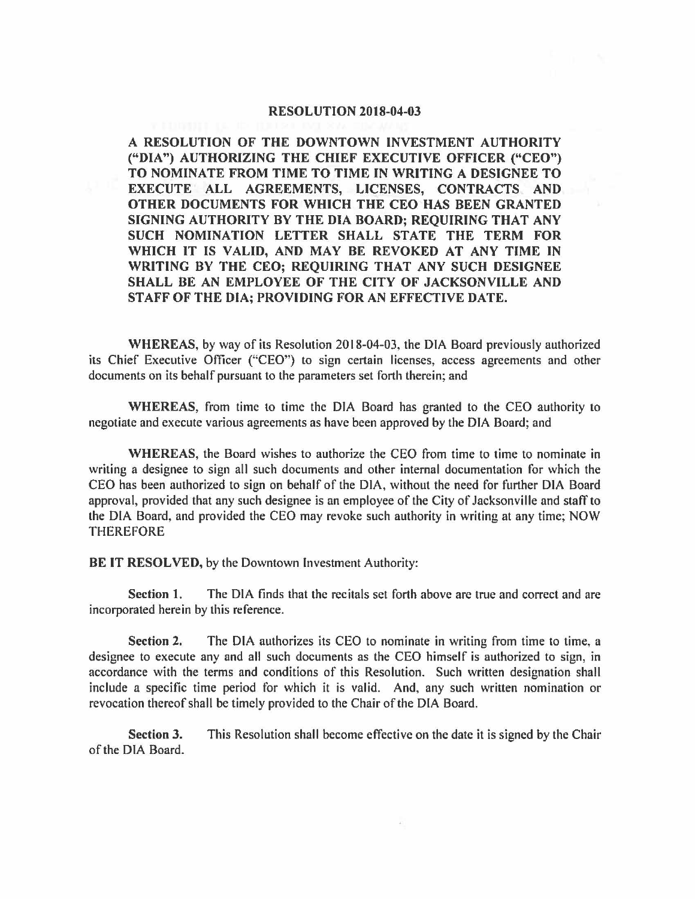# RESOLUTION 2018-04-03

**A RESOLUTION OF THE DOWNTOWN INVESTMENT AUTHORITY ("DIA") AUTHORIZING THE CHIEF EXECUTIVE OFFICER ("CEO") TO NOMINATE FROM TIME TO TIME IN WRITING A DESIGNEE TO EXECUTE ALL AGREEMENTS, LICENSES, CONTRACTS AND OTHER DOCUMENTS FOR WHICH THE CEO HAS BEEN GRANTED SIGNING AUTHORITY BY THE DIA BOARD; REQUIRING THAT ANY SUCH NOMINATION LETTER SHALL STATE THE TERM FOR WHICH IT IS VALID, AND MAY BE REVOKED AT ANY TIME IN WRITING BY THE CEO; REQUIRING THAT ANY SUCH DESIGNEE SHALL BE AN EMPLOYEE OF THE CITY OF JACKSONVILLE AND STAFF OF THE DIA; PROVIDING FOR AN EFFECTIVE DATE.**

**WHEREAS,** by way of its Resolution 2018-04-03, the DIA Board previously authorized its Chief Executive Officer ("CEO") to sign certain licenses, access agreements and other documents on its behalf pursuant to the parameters set forth therein; and

**WHEREAS,** from time to time the DIA Board has granted to the CEO authority to negotiate and execute various agreements as have been approved by the DIA Board; and

**WHEREAS,** the Board wishes to authorize the CEO from time to time to nominate in writing a designee to sign all such documents and other internal documentation for which the CEO has been authorized to sign on behalf of the DIA, without the need for further DIA Board approval, provided that any such designee is an employee of the City of Jacksonville and staff to the DIA Board, and provided the CEO may revoke such authority in writing at any time; NOW THEREFORE

**BE IT RESOLVED,** by the Downtown Investment Authority:

**Section 1.** The DIA finds that the recitals set forth above are true and correct and are incorporated herein by this reference.

**Section 2.** The DIA authorizes its CEO to nominate in writing from time to time, a designee to execute any and all such documents as the CEO himself is authorized to sign, in accordance with the terms and conditions of this Resolution. Such written designation shall include a specific time period for which it is valid. And, any such written nomination or revocation thereof shall be timely provided to the Chair of the DIA Board.

**Section 3.** This Resolution shall become effective on the date it is signed by the Chair of the DIA Board.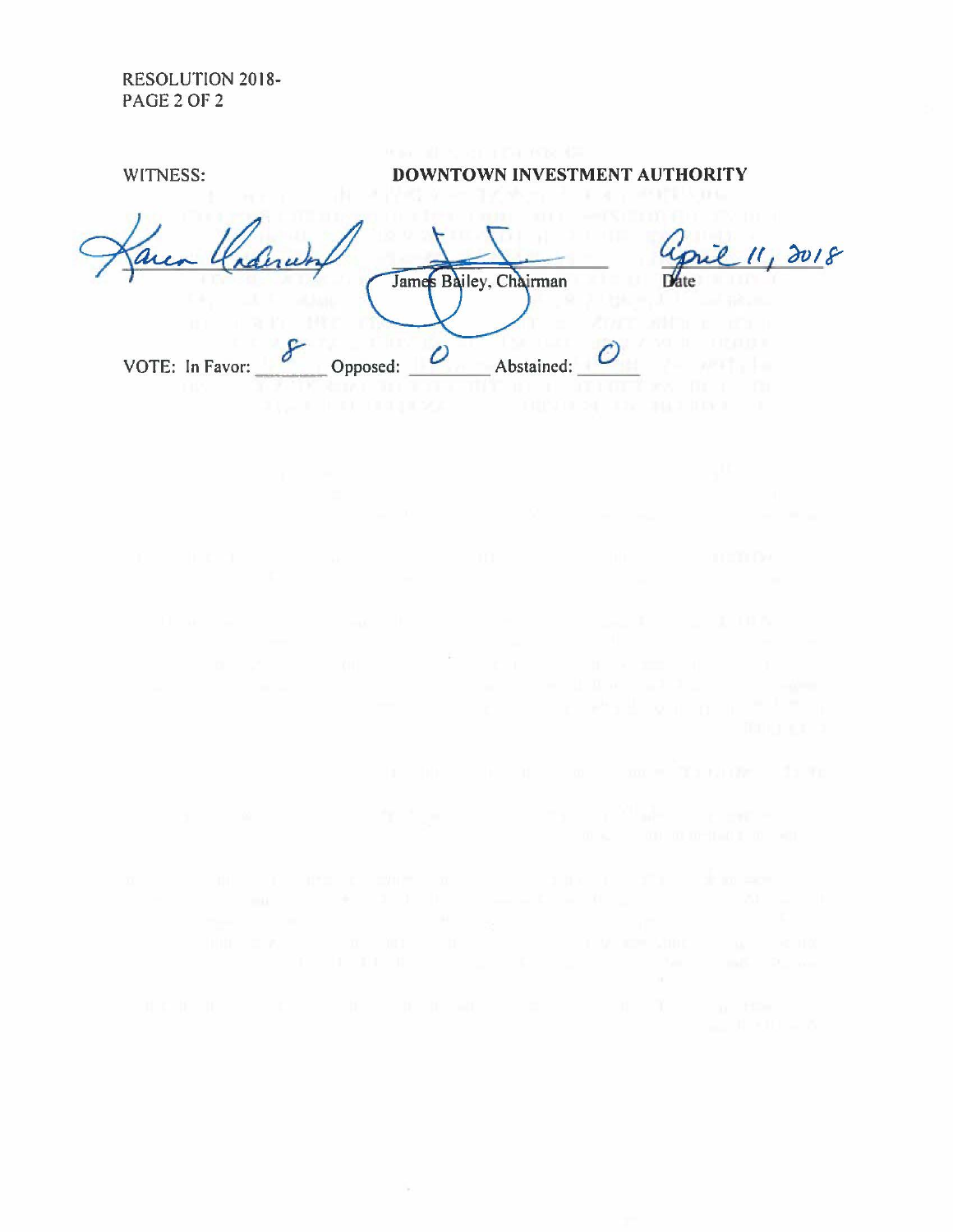RESOLUTION 2018-
PAGE 2 OF 2

WITNESS: **DOWNTOWN INVESTMENT AUTHORITY**

Karen Underwood James Bailey, Chairman April 11, 2018

James Bailey, Chairman Date

VOTE: In Favor: 8 Opposed: 0 Abstained: 0